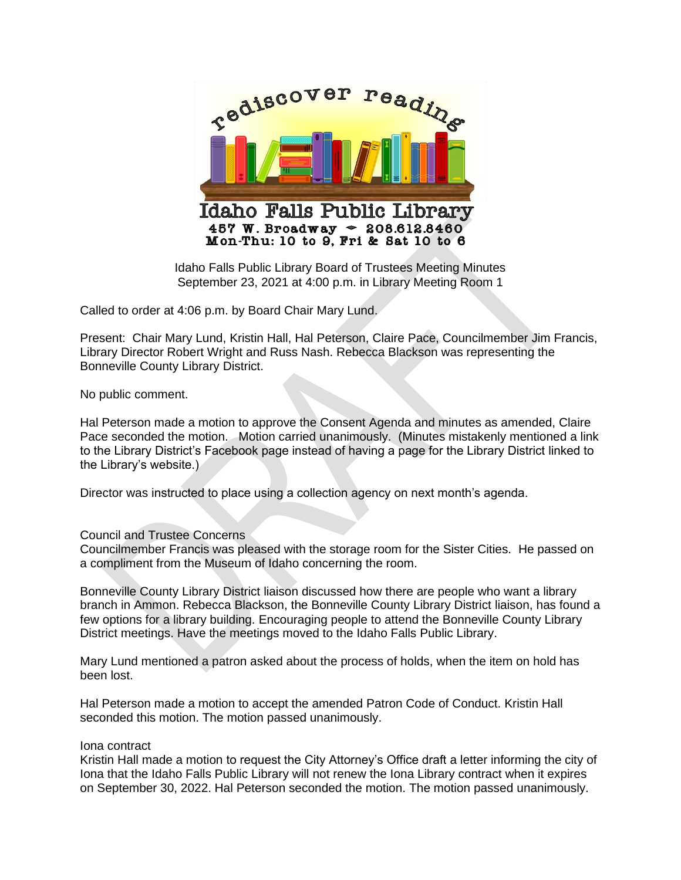rediscover reading

# Idaho Falls Public Library

**457 W. Broadway ~ 208.612.8460**
**Mon-Thu: 10 to 9, Fri & Sat 10 to 6**

Idaho Falls Public Library Board of Trustees Meeting Minutes
September 23, 2021 at 4:00 p.m. in Library Meeting Room 1

Called to order at 4:06 p.m. by Board Chair Mary Lund.

Present: Chair Mary Lund, Kristin Hall, Hal Peterson, Claire Pace, Councilmember Jim Francis, Library Director Robert Wright and Russ Nash. Rebecca Blackson was representing the Bonneville County Library District.

No public comment.

Hal Peterson made a motion to approve the Consent Agenda and minutes as amended, Claire Pace seconded the motion. Motion carried unanimously. (Minutes mistakenly mentioned a link to the Library District's Facebook page instead of having a page for the Library District linked to the Library's website.)

Director was instructed to place using a collection agency on next month's agenda.

Council and Trustee Concerns
Councilmember Francis was pleased with the storage room for the Sister Cities. He passed on a compliment from the Museum of Idaho concerning the room.

Bonneville County Library District liaison discussed how there are people who want a library branch in Ammon. Rebecca Blackson, the Bonneville County Library District liaison, has found a few options for a library building. Encouraging people to attend the Bonneville County Library District meetings. Have the meetings moved to the Idaho Falls Public Library.

Mary Lund mentioned a patron asked about the process of holds, when the item on hold has been lost.

Hal Peterson made a motion to accept the amended Patron Code of Conduct. Kristin Hall seconded this motion. The motion passed unanimously.

Iona contract
Kristin Hall made a motion to request the City Attorney's Office draft a letter informing the city of Iona that the Idaho Falls Public Library will not renew the Iona Library contract when it expires on September 30, 2022. Hal Peterson seconded the motion. The motion passed unanimously.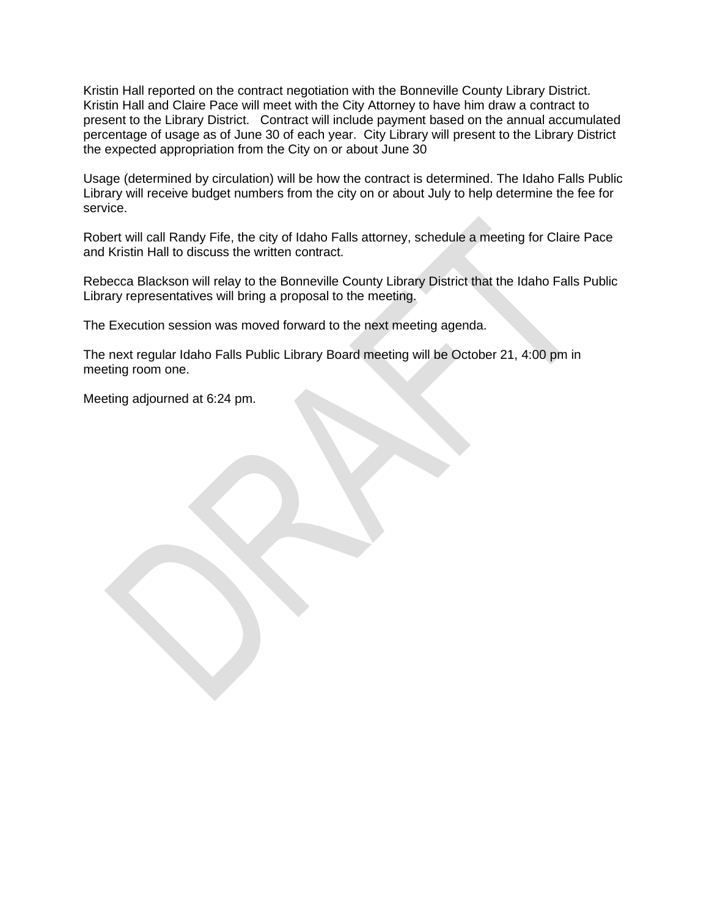Kristin Hall reported on the contract negotiation with the Bonneville County Library District. Kristin Hall and Claire Pace will meet with the City Attorney to have him draw a contract to present to the Library District. Contract will include payment based on the annual accumulated percentage of usage as of June 30 of each year. City Library will present to the Library District the expected appropriation from the City on or about June 30

Usage (determined by circulation) will be how the contract is determined. The Idaho Falls Public Library will receive budget numbers from the city on or about July to help determine the fee for service.

Robert will call Randy Fife, the city of Idaho Falls attorney, schedule a meeting for Claire Pace and Kristin Hall to discuss the written contract.

Rebecca Blackson will relay to the Bonneville County Library District that the Idaho Falls Public Library representatives will bring a proposal to the meeting.

The Execution session was moved forward to the next meeting agenda.

The next regular Idaho Falls Public Library Board meeting will be October 21, 4:00 pm in meeting room one.

Meeting adjourned at 6:24 pm.